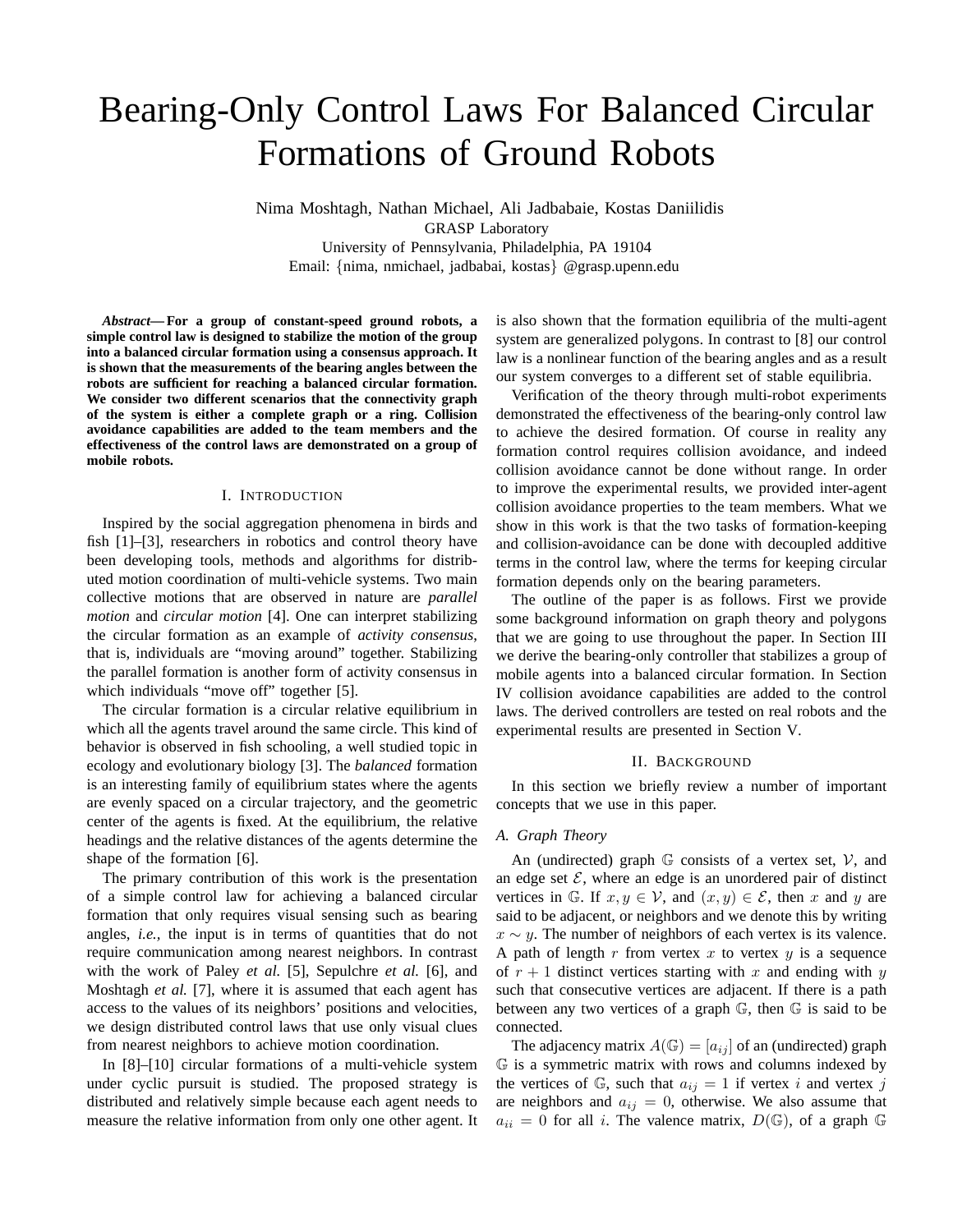# Bearing-Only Control Laws For Balanced Circular Formations of Ground Robots

Nima Moshtagh, Nathan Michael, Ali Jadbabaie, Kostas Daniilidis
GRASP Laboratory
University of Pennsylvania, Philadelphia, PA 19104
Email: {nima, nmichael, jadbabai, kostas} @grasp.upenn.edu

***Abstract*— For a group of constant-speed ground robots, a simple control law is designed to stabilize the motion of the group into a balanced circular formation using a consensus approach. It is shown that the measurements of the bearing angles between the robots are sufficient for reaching a balanced circular formation. We consider two different scenarios that the connectivity graph of the system is either a complete graph or a ring. Collision avoidance capabilities are added to the team members and the effectiveness of the control laws are demonstrated on a group of mobile robots.**

## I. Introduction

Inspired by the social aggregation phenomena in birds and fish [1]–[3], researchers in robotics and control theory have been developing tools, methods and algorithms for distributed motion coordination of multi-vehicle systems. Two main collective motions that are observed in nature are *parallel motion* and *circular motion* [4]. One can interpret stabilizing the circular formation as an example of *activity consensus*, that is, individuals are "moving around" together. Stabilizing the parallel formation is another form of activity consensus in which individuals "move off" together [5].

The circular formation is a circular relative equilibrium in which all the agents travel around the same circle. This kind of behavior is observed in fish schooling, a well studied topic in ecology and evolutionary biology [3]. The *balanced* formation is an interesting family of equilibrium states where the agents are evenly spaced on a circular trajectory, and the geometric center of the agents is fixed. At the equilibrium, the relative headings and the relative distances of the agents determine the shape of the formation [6].

The primary contribution of this work is the presentation of a simple control law for achieving a balanced circular formation that only requires visual sensing such as bearing angles, *i.e.,* the input is in terms of quantities that do not require communication among nearest neighbors. In contrast with the work of Paley *et al.* [5], Sepulchre *et al.* [6], and Moshtagh *et al.* [7], where it is assumed that each agent has access to the values of its neighbors' positions and velocities, we design distributed control laws that use only visual clues from nearest neighbors to achieve motion coordination.

In [8]–[10] circular formations of a multi-vehicle system under cyclic pursuit is studied. The proposed strategy is distributed and relatively simple because each agent needs to measure the relative information from only one other agent. It is also shown that the formation equilibria of the multi-agent system are generalized polygons. In contrast to [8] our control law is a nonlinear function of the bearing angles and as a result our system converges to a different set of stable equilibria.

Verification of the theory through multi-robot experiments demonstrated the effectiveness of the bearing-only control law to achieve the desired formation. Of course in reality any formation control requires collision avoidance, and indeed collision avoidance cannot be done without range. In order to improve the experimental results, we provided inter-agent collision avoidance properties to the team members. What we show in this work is that the two tasks of formation-keeping and collision-avoidance can be done with decoupled additive terms in the control law, where the terms for keeping circular formation depends only on the bearing parameters.

The outline of the paper is as follows. First we provide some background information on graph theory and polygons that we are going to use throughout the paper. In Section III we derive the bearing-only controller that stabilizes a group of mobile agents into a balanced circular formation. In Section IV collision avoidance capabilities are added to the control laws. The derived controllers are tested on real robots and the experimental results are presented in Section V.

## II. Background

In this section we briefly review a number of important concepts that we use in this paper.

### A. Graph Theory

An (undirected) graph $\mathbb{G}$ consists of a vertex set, $\mathcal{V}$, and an edge set $\mathcal{E}$, where an edge is an unordered pair of distinct vertices in $\mathbb{G}$. If $x, y \in \mathcal{V}$, and $(x, y) \in \mathcal{E}$, then $x$ and $y$ are said to be adjacent, or neighbors and we denote this by writing $x \sim y$. The number of neighbors of each vertex is its valence. A path of length $r$ from vertex $x$ to vertex $y$ is a sequence of $r + 1$ distinct vertices starting with $x$ and ending with $y$ such that consecutive vertices are adjacent. If there is a path between any two vertices of a graph $\mathbb{G}$, then $\mathbb{G}$ is said to be connected.

The adjacency matrix $A(\mathbb{G}) = [a_{ij}]$ of an (undirected) graph $\mathbb{G}$ is a symmetric matrix with rows and columns indexed by the vertices of $\mathbb{G}$, such that $a_{ij} = 1$ if vertex $i$ and vertex $j$ are neighbors and $a_{ij} = 0$, otherwise. We also assume that $a_{ii} = 0$ for all $i$. The valence matrix, $D(\mathbb{G})$, of a graph $\mathbb{G}$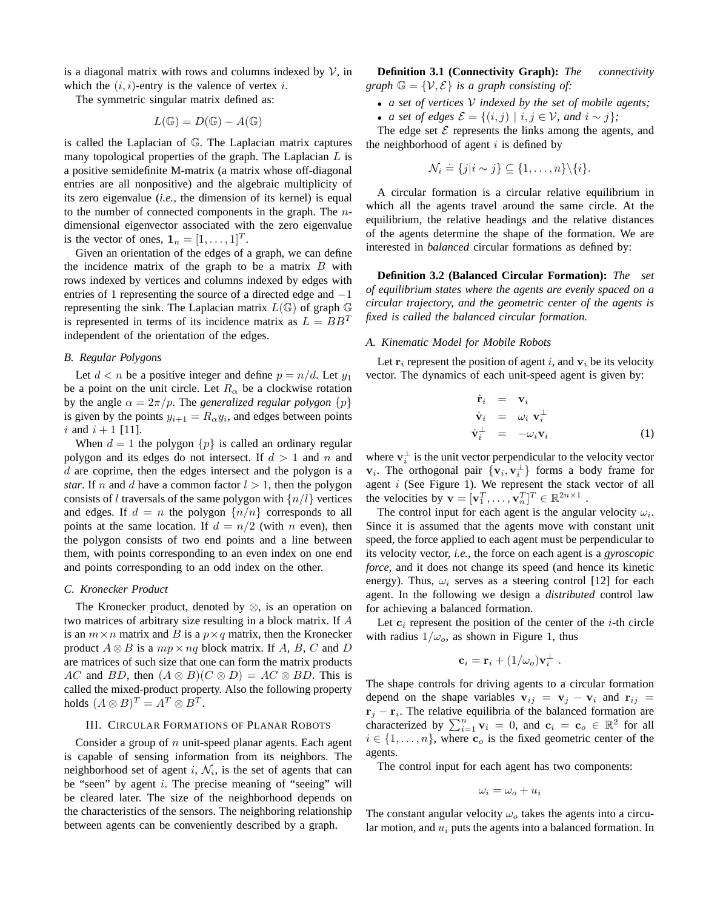is a diagonal matrix with rows and columns indexed by $\mathcal{V}$, in which the $(i,i)$-entry is the valence of vertex $i$.

The symmetric singular matrix defined as:

$$L(\mathbb{G}) = D(\mathbb{G}) - A(\mathbb{G})$$

is called the Laplacian of $\mathbb{G}$. The Laplacian matrix captures many topological properties of the graph. The Laplacian $L$ is a positive semidefinite M-matrix (a matrix whose off-diagonal entries are all nonpositive) and the algebraic multiplicity of its zero eigenvalue (*i.e.,* the dimension of its kernel) is equal to the number of connected components in the graph. The $n$-dimensional eigenvector associated with the zero eigenvalue is the vector of ones, $\mathbf{1}_n = [1, \ldots, 1]^T$.

Given an orientation of the edges of a graph, we can define the incidence matrix of the graph to be a matrix $B$ with rows indexed by vertices and columns indexed by edges with entries of 1 representing the source of a directed edge and $-1$ representing the sink. The Laplacian matrix $L(\mathbb{G})$ of graph $\mathbb{G}$ is represented in terms of its incidence matrix as $L = BB^T$ independent of the orientation of the edges.

### B. Regular Polygons

Let $d < n$ be a positive integer and define $p = n/d$. Let $y_1$ be a point on the unit circle. Let $R_\alpha$ be a clockwise rotation by the angle $\alpha = 2\pi/p$. The *generalized regular polygon* $\{p\}$ is given by the points $y_{i+1} = R_\alpha y_i$, and edges between points $i$ and $i+1$ [11].

When $d = 1$ the polygon $\{p\}$ is called an ordinary regular polygon and its edges do not intersect. If $d > 1$ and $n$ and $d$ are coprime, then the edges intersect and the polygon is a *star*. If $n$ and $d$ have a common factor $l > 1$, then the polygon consists of $l$ traversals of the same polygon with $\{n/l\}$ vertices and edges. If $d = n$ the polygon $\{n/n\}$ corresponds to all points at the same location. If $d = n/2$ (with $n$ even), then the polygon consists of two end points and a line between them, with points corresponding to an even index on one end and points corresponding to an odd index on the other.

### C. Kronecker Product

The Kronecker product, denoted by $\otimes$, is an operation on two matrices of arbitrary size resulting in a block matrix. If $A$ is an $m \times n$ matrix and $B$ is a $p \times q$ matrix, then the Kronecker product $A \otimes B$ is a $mp \times nq$ block matrix. If $A$, $B$, $C$ and $D$ are matrices of such size that one can form the matrix products $AC$ and $BD$, then $(A \otimes B)(C \otimes D) = AC \otimes BD$. This is called the mixed-product property. Also the following property holds $(A \otimes B)^T = A^T \otimes B^T$.

## III. Circular Formations of Planar Robots

Consider a group of $n$ unit-speed planar agents. Each agent is capable of sensing information from its neighbors. The neighborhood set of agent $i$, $\mathcal{N}_i$, is the set of agents that can be "seen" by agent $i$. The precise meaning of "seeing" will be cleared later. The size of the neighborhood depends on the characteristics of the sensors. The neighboring relationship between agents can be conveniently described by a graph.

**Definition 3.1 (Connectivity Graph):** *The connectivity graph $\mathbb{G} = \{\mathcal{V}, \mathcal{E}\}$ is a graph consisting of:*

- *a set of vertices $\mathcal{V}$ indexed by the set of mobile agents;*
- *a set of edges $\mathcal{E} = \{(i,j) \mid i,j \in \mathcal{V}, \text{ and } i \sim j\}$;*

The edge set $\mathcal{E}$ represents the links among the agents, and the neighborhood of agent $i$ is defined by

$$\mathcal{N}_i \doteq \{j | i \sim j\} \subseteq \{1, \ldots, n\} \backslash \{i\}.$$

A circular formation is a circular relative equilibrium in which all the agents travel around the same circle. At the equilibrium, the relative headings and the relative distances of the agents determine the shape of the formation. We are interested in *balanced* circular formations as defined by:

**Definition 3.2 (Balanced Circular Formation):** *The set of equilibrium states where the agents are evenly spaced on a circular trajectory, and the geometric center of the agents is fixed is called the balanced circular formation.*

### A. Kinematic Model for Mobile Robots

Let $\mathbf{r}_i$ represent the position of agent $i$, and $\mathbf{v}_i$ be its velocity vector. The dynamics of each unit-speed agent is given by:

$$\begin{aligned} \dot{\mathbf{r}}_i &= \mathbf{v}_i \\ \dot{\mathbf{v}}_i &= \omega_i \ \mathbf{v}_i^\perp \\ \dot{\mathbf{v}}_i^\perp &= -\omega_i \mathbf{v}_i \end{aligned} \qquad (1)$$

where $\mathbf{v}_i^\perp$ is the unit vector perpendicular to the velocity vector $\mathbf{v}_i$. The orthogonal pair $\{\mathbf{v}_i, \mathbf{v}_i^\perp\}$ forms a body frame for agent $i$ (See Figure 1). We represent the stack vector of all the velocities by $\mathbf{v} = [\mathbf{v}_1^T, \ldots, \mathbf{v}_n^T]^T \in \mathbb{R}^{2n\times 1}$ .

The control input for each agent is the angular velocity $\omega_i$. Since it is assumed that the agents move with constant unit speed, the force applied to each agent must be perpendicular to its velocity vector, *i.e.,* the force on each agent is a *gyroscopic force*, and it does not change its speed (and hence its kinetic energy). Thus, $\omega_i$ serves as a steering control [12] for each agent. In the following we design a *distributed* control law for achieving a balanced formation.

Let $\mathbf{c}_i$ represent the position of the center of the $i$-th circle with radius $1/\omega_o$, as shown in Figure 1, thus

$$\mathbf{c}_i = \mathbf{r}_i + (1/\omega_o)\mathbf{v}_i^\perp \ .$$

The shape controls for driving agents to a circular formation depend on the shape variables $\mathbf{v}_{ij} = \mathbf{v}_j - \mathbf{v}_i$ and $\mathbf{r}_{ij} = \mathbf{r}_j - \mathbf{r}_i$. The relative equilibria of the balanced formation are characterized by $\sum_{i=1}^n \mathbf{v}_i = 0$, and $\mathbf{c}_i = \mathbf{c}_o \in \mathbb{R}^2$ for all $i \in \{1, \ldots, n\}$, where $\mathbf{c}_o$ is the fixed geometric center of the agents.

The control input for each agent has two components:

$$\omega_i = \omega_o + u_i$$

The constant angular velocity $\omega_o$ takes the agents into a circular motion, and $u_i$ puts the agents into a balanced formation. In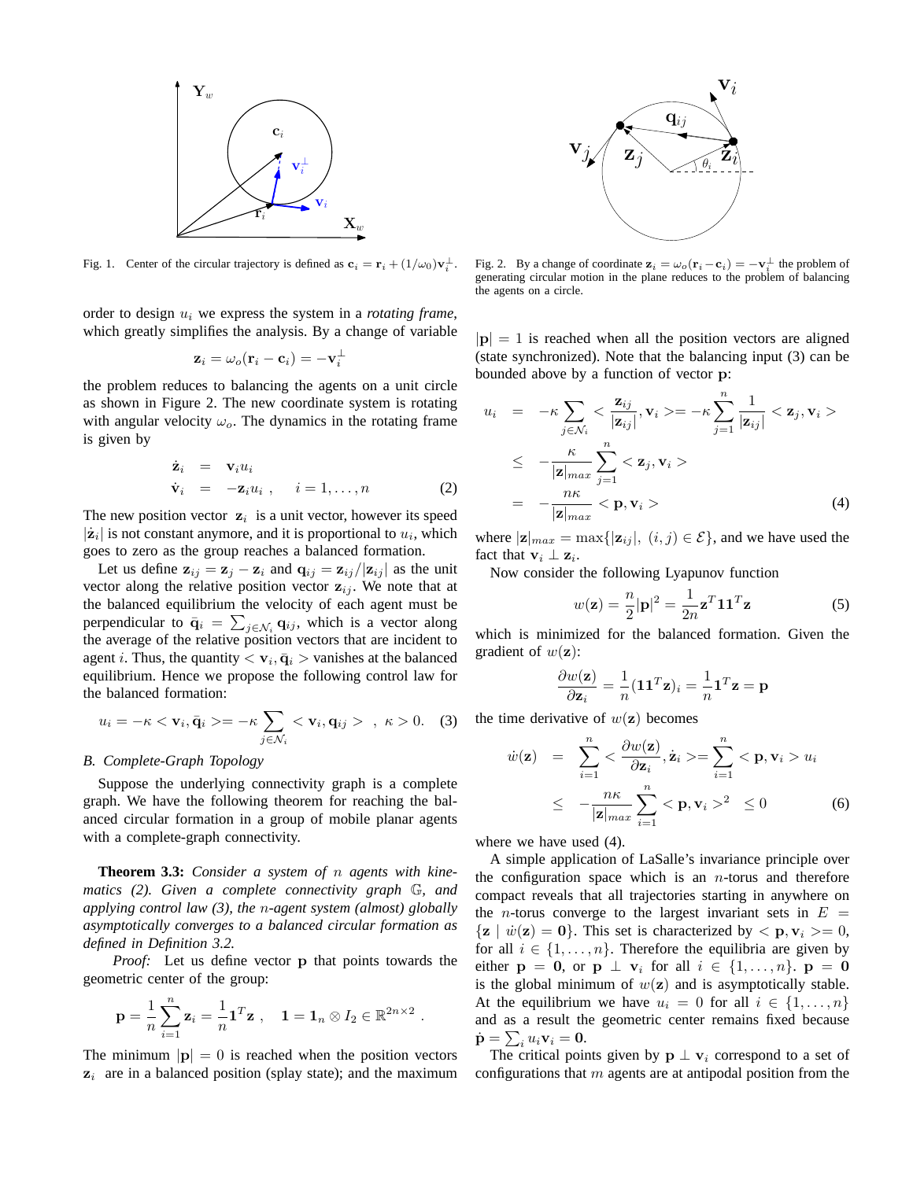Fig. 1. Center of the circular trajectory is defined as $\mathbf{c}_i = \mathbf{r}_i + (1/\omega_0)\mathbf{v}_i^{\perp}$.

Fig. 2. By a change of coordinate $\mathbf{z}_i = \omega_o(\mathbf{r}_i - \mathbf{c}_i) = -\mathbf{v}_i^{\perp}$ the problem of generating circular motion in the plane reduces to the problem of balancing the agents on a circle.

order to design $u_i$ we express the system in a *rotating frame*, which greatly simplifies the analysis. By a change of variable

$$\mathbf{z}_i = \omega_o(\mathbf{r}_i - \mathbf{c}_i) = -\mathbf{v}_i^{\perp}$$

the problem reduces to balancing the agents on a unit circle as shown in Figure 2. The new coordinate system is rotating with angular velocity $\omega_o$. The dynamics in the rotating frame is given by

$$\begin{aligned} \dot{\mathbf{z}}_i &= \mathbf{v}_i u_i \\ \dot{\mathbf{v}}_i &= -\mathbf{z}_i u_i \ , \quad i = 1, \ldots, n \end{aligned} \tag{2}$$

The new position vector $\mathbf{z}_i$ is a unit vector, however its speed $|\dot{\mathbf{z}}_i|$ is not constant anymore, and it is proportional to $u_i$, which goes to zero as the group reaches a balanced formation.

Let us define $\mathbf{z}_{ij} = \mathbf{z}_j - \mathbf{z}_i$ and $\mathbf{q}_{ij} = \mathbf{z}_{ij}/|\mathbf{z}_{ij}|$ as the unit vector along the relative position vector $\mathbf{z}_{ij}$. We note that at the balanced equilibrium the velocity of each agent must be perpendicular to $\bar{\mathbf{q}}_i = \sum_{j\in\mathcal{N}_i} \mathbf{q}_{ij}$, which is a vector along the average of the relative position vectors that are incident to agent $i$. Thus, the quantity $< \mathbf{v}_i, \bar{\mathbf{q}}_i >$ vanishes at the balanced equilibrium. Hence we propose the following control law for the balanced formation:

$$u_i = -\kappa < \mathbf{v}_i, \bar{\mathbf{q}}_i >= -\kappa \sum_{j\in\mathcal{N}_i} < \mathbf{v}_i, \mathbf{q}_{ij} > \ , \ \kappa > 0. \tag{3}$$

### B. Complete-Graph Topology

Suppose the underlying connectivity graph is a complete graph. We have the following theorem for reaching the balanced circular formation in a group of mobile planar agents with a complete-graph connectivity.

**Theorem 3.3:** *Consider a system of $n$ agents with kinematics (2). Given a complete connectivity graph $\mathbb{G}$, and applying control law (3), the $n$-agent system (almost) globally asymptotically converges to a balanced circular formation as defined in Definition 3.2.*

*Proof:* Let us define vector $\mathbf{p}$ that points towards the geometric center of the group:

$$\mathbf{p} = \frac{1}{n}\sum_{i=1}^{n} \mathbf{z}_i = \frac{1}{n}\mathbf{1}^T\mathbf{z} \ , \quad \mathbf{1} = \mathbf{1}_n \otimes I_2 \in \mathbb{R}^{2n\times 2} \ .$$

The minimum $|\mathbf{p}| = 0$ is reached when the position vectors $\mathbf{z}_i$ are in a balanced position (splay state); and the maximum $|\mathbf{p}| = 1$ is reached when all the position vectors are aligned (state synchronized). Note that the balancing input (3) can be bounded above by a function of vector $\mathbf{p}$:

$$\begin{aligned} u_i &= -\kappa \sum_{j\in\mathcal{N}_i} < \frac{\mathbf{z}_{ij}}{|\mathbf{z}_{ij}|}, \mathbf{v}_i >= -\kappa \sum_{j=1}^{n} \frac{1}{|\mathbf{z}_{ij}|} < \mathbf{z}_j, \mathbf{v}_i > \\ &\leq -\frac{\kappa}{|\mathbf{z}|_{max}} \sum_{j=1}^{n} < \mathbf{z}_j, \mathbf{v}_i > \\ &= -\frac{n\kappa}{|\mathbf{z}|_{max}} < \mathbf{p}, \mathbf{v}_i > \end{aligned} \tag{4}$$

where $|\mathbf{z}|_{max} = \max\{|\mathbf{z}_{ij}|,\ (i,j)\in\mathcal{E}\}$, and we have used the fact that $\mathbf{v}_i \perp \mathbf{z}_i$.

Now consider the following Lyapunov function

$$w(\mathbf{z}) = \frac{n}{2}|\mathbf{p}|^2 = \frac{1}{2n}\mathbf{z}^T\mathbf{1}\mathbf{1}^T\mathbf{z} \tag{5}$$

which is minimized for the balanced formation. Given the gradient of $w(\mathbf{z})$:

$$\frac{\partial w(\mathbf{z})}{\partial \mathbf{z}_i} = \frac{1}{n}(\mathbf{1}\mathbf{1}^T\mathbf{z})_i = \frac{1}{n}\mathbf{1}^T\mathbf{z} = \mathbf{p}$$

the time derivative of $w(\mathbf{z})$ becomes

$$\begin{aligned} \dot{w}(\mathbf{z}) &= \sum_{i=1}^{n} < \frac{\partial w(\mathbf{z})}{\partial \mathbf{z}_i}, \dot{\mathbf{z}}_i >= \sum_{i=1}^{n} < \mathbf{p}, \mathbf{v}_i > u_i \\ &\leq -\frac{n\kappa}{|\mathbf{z}|_{max}} \sum_{i=1}^{n} < \mathbf{p}, \mathbf{v}_i >^2 \ \leq 0 \end{aligned} \tag{6}$$

where we have used (4).

A simple application of LaSalle's invariance principle over the configuration space which is an $n$-torus and therefore compact reveals that all trajectories starting in anywhere on the $n$-torus converge to the largest invariant sets in $E = \{\mathbf{z} \mid \dot{w}(\mathbf{z}) = \mathbf{0}\}$. This set is characterized by $< \mathbf{p}, \mathbf{v}_i >= 0$, for all $i \in \{1, \ldots, n\}$. Therefore the equilibria are given by either $\mathbf{p} = \mathbf{0}$, or $\mathbf{p} \perp \mathbf{v}_i$ for all $i \in \{1, \ldots, n\}$. $\mathbf{p} = \mathbf{0}$ is the global minimum of $w(\mathbf{z})$ and is asymptotically stable. At the equilibrium we have $u_i = 0$ for all $i \in \{1, \ldots, n\}$ and as a result the geometric center remains fixed because $\dot{\mathbf{p}} = \sum_i u_i \mathbf{v}_i = \mathbf{0}$.

The critical points given by $\mathbf{p} \perp \mathbf{v}_i$ correspond to a set of configurations that $m$ agents are at antipodal position from the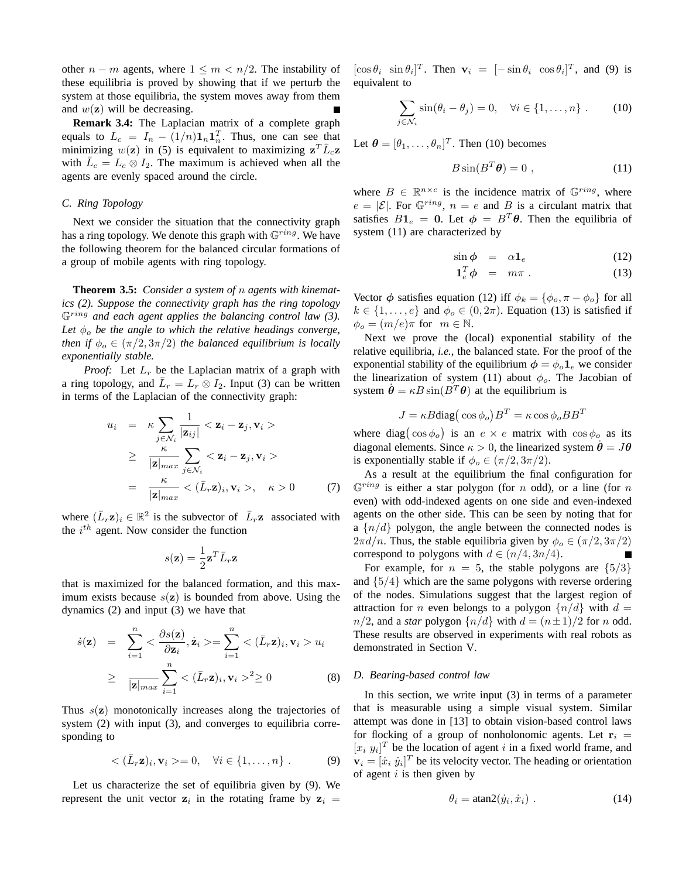other $n-m$ agents, where $1 \leq m < n/2$. The instability of these equilibria is proved by showing that if we perturb the system at those equilibria, the system moves away from them and $w(\mathbf{z})$ will be decreasing. ■

**Remark 3.4:** The Laplacian matrix of a complete graph equals to $L_c = I_n - (1/n)\mathbf{1}_n\mathbf{1}_n^T$. Thus, one can see that minimizing $w(\mathbf{z})$ in (5) is equivalent to maximizing $\mathbf{z}^T\bar{L}_c\mathbf{z}$ with $\bar{L}_c = L_c \otimes I_2$. The maximum is achieved when all the agents are evenly spaced around the circle.

### C. Ring Topology

Next we consider the situation that the connectivity graph has a ring topology. We denote this graph with $\mathbb{G}^{ring}$. We have the following theorem for the balanced circular formations of a group of mobile agents with ring topology.

**Theorem 3.5:** *Consider a system of $n$ agents with kinematics (2). Suppose the connectivity graph has the ring topology $\mathbb{G}^{ring}$ and each agent applies the balancing control law (3). Let $\phi_o$ be the angle to which the relative headings converge, then if $\phi_o \in (\pi/2, 3\pi/2)$ the balanced equilibrium is locally exponentially stable.*

*Proof:* Let $L_r$ be the Laplacian matrix of a graph with a ring topology, and $\bar{L}_r = L_r \otimes I_2$. Input (3) can be written in terms of the Laplacian of the connectivity graph:

$$\begin{aligned} u_i &= \kappa \sum_{j\in\mathcal{N}_i} \frac{1}{|\mathbf{z}_{ij}|} < \mathbf{z}_i - \mathbf{z}_j, \mathbf{v}_i > \\ &\geq \frac{\kappa}{|\mathbf{z}|_{max}} \sum_{j\in\mathcal{N}_i} < \mathbf{z}_i - \mathbf{z}_j, \mathbf{v}_i > \\ &= \frac{\kappa}{|\mathbf{z}|_{max}} < (\bar{L}_r\mathbf{z})_i, \mathbf{v}_i >, \quad \kappa > 0 \end{aligned} \tag{7}$$

where $(\bar{L}_r\mathbf{z})_i \in \mathbb{R}^2$ is the subvector of $\bar{L}_r\mathbf{z}$ associated with the $i^{th}$ agent. Now consider the function

$$s(\mathbf{z}) = \frac{1}{2}\mathbf{z}^T\bar{L}_r\mathbf{z}$$

that is maximized for the balanced formation, and this maximum exists because $s(\mathbf{z})$ is bounded from above. Using the dynamics (2) and input (3) we have that

$$\begin{aligned} \dot{s}(\mathbf{z}) &= \sum_{i=1}^{n} < \frac{\partial s(\mathbf{z})}{\partial \mathbf{z}_i}, \dot{\mathbf{z}}_i > = \sum_{i=1}^{n} < (\bar{L}_r\mathbf{z})_i, \mathbf{v}_i > u_i \\ &\geq \frac{}{|\mathbf{z}|_{max}} \sum_{i=1}^{n} < (\bar{L}_r\mathbf{z})_i, \mathbf{v}_i >^2 \geq 0 \end{aligned} \tag{8}$$

Thus $s(\mathbf{z})$ monotonically increases along the trajectories of system (2) with input (3), and converges to equilibria corresponding to

$$< (\bar{L}_r\mathbf{z})_i, \mathbf{v}_i > = 0, \quad \forall i \in \{1, \ldots, n\} \ . \tag{9}$$

Let us characterize the set of equilibria given by (9). We represent the unit vector $\mathbf{z}_i$ in the rotating frame by $\mathbf{z}_i = [\cos\theta_i \ \ \sin\theta_i]^T$. Then $\mathbf{v}_i = [-\sin\theta_i \ \ \cos\theta_i]^T$, and (9) is equivalent to

$$\sum_{j\in\mathcal{N}_i} \sin(\theta_i - \theta_j) = 0, \quad \forall i \in \{1, \ldots, n\} \ . \tag{10}$$

Let $\boldsymbol{\theta} = [\theta_1, \ldots, \theta_n]^T$. Then (10) becomes

$$B\sin(B^T\boldsymbol{\theta}) = 0 \ , \tag{11}$$

where $B \in \mathbb{R}^{n\times e}$ is the incidence matrix of $\mathbb{G}^{ring}$, where $e = |\mathcal{E}|$. For $\mathbb{G}^{ring}$, $n = e$ and $B$ is a circulant matrix that satisfies $B\mathbf{1}_e = \mathbf{0}$. Let $\boldsymbol{\phi} = B^T\boldsymbol{\theta}$. Then the equilibria of system (11) are characterized by

$$\sin\boldsymbol{\phi} = \alpha\mathbf{1}_e \tag{12}$$

$$\mathbf{1}_e^T\boldsymbol{\phi} = m\pi \ . \tag{13}$$

Vector $\boldsymbol{\phi}$ satisfies equation (12) iff $\phi_k = \{\phi_o, \pi - \phi_o\}$ for all $k \in \{1, \ldots, e\}$ and $\phi_o \in (0, 2\pi)$. Equation (13) is satisfied if $\phi_o = (m/e)\pi$ for $m \in \mathbb{N}$.

Next we prove the (local) exponential stability of the relative equilibria, *i.e.*, the balanced state. For the proof of the exponential stability of the equilibrium $\boldsymbol{\phi} = \phi_o\mathbf{1}_e$ we consider the linearization of system (11) about $\phi_o$. The Jacobian of system $\dot{\boldsymbol{\theta}} = \kappa B\sin(B^T\boldsymbol{\theta})$ at the equilibrium is

$$J = \kappa B \text{diag}\big(\cos\phi_o\big) B^T = \kappa\cos\phi_o BB^T$$

where $\text{diag}\big(\cos\phi_o\big)$ is an $e \times e$ matrix with $\cos\phi_o$ as its diagonal elements. Since $\kappa > 0$, the linearized system $\dot{\boldsymbol{\theta}} = J\boldsymbol{\theta}$ is exponentially stable if $\phi_o \in (\pi/2, 3\pi/2)$.

As a result at the equilibrium the final configuration for $\mathbb{G}^{ring}$ is either a star polygon (for $n$ odd), or a line (for $n$ even) with odd-indexed agents on one side and even-indexed agents on the other side. This can be seen by noting that for a $\{n/d\}$ polygon, the angle between the connected nodes is $2\pi d/n$. Thus, the stable equilibria given by $\phi_o \in (\pi/2, 3\pi/2)$ correspond to polygons with $d \in (n/4, 3n/4)$. ■

For example, for $n = 5$, the stable polygons are $\{5/3\}$ and $\{5/4\}$ which are the same polygons with reverse ordering of the nodes. Simulations suggest that the largest region of attraction for $n$ even belongs to a polygon $\{n/d\}$ with $d = n/2$, and a *star* polygon $\{n/d\}$ with $d = (n\pm1)/2$ for $n$ odd. These results are observed in experiments with real robots as demonstrated in Section V.

### D. Bearing-based control law

In this section, we write input (3) in terms of a parameter that is measurable using a simple visual system. Similar attempt was done in [13] to obtain vision-based control laws for flocking of a group of nonholonomic agents. Let $\mathbf{r}_i = [x_i \ y_i]^T$ be the location of agent $i$ in a fixed world frame, and $\mathbf{v}_i = [\dot{x}_i \ \dot{y}_i]^T$ be its velocity vector. The heading or orientation of agent $i$ is then given by

$$\theta_i = \text{atan2}(\dot{y}_i, \dot{x}_i) \ . \tag{14}$$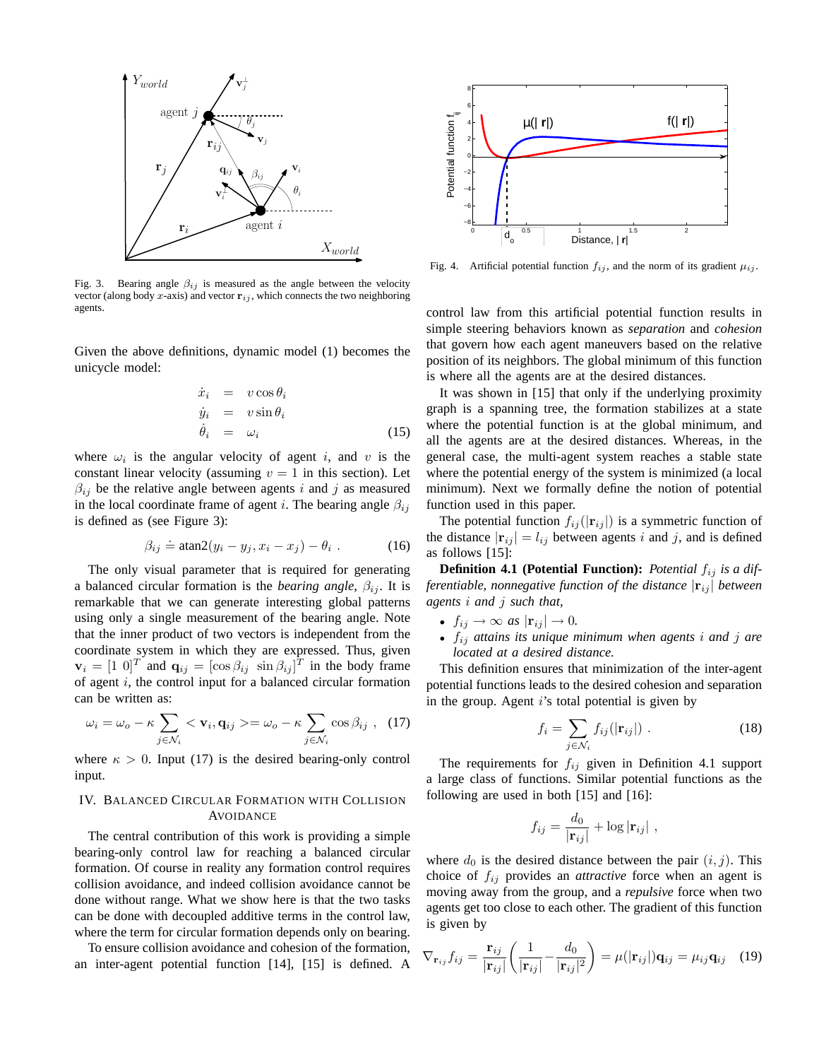Fig. 3. Bearing angle $\beta_{ij}$ is measured as the angle between the velocity vector (along body $x$-axis) and vector $\mathbf{r}_{ij}$, which connects the two neighboring agents.

Fig. 4. Artificial potential function $f_{ij}$, and the norm of its gradient $\mu_{ij}$.

Given the above definitions, dynamic model (1) becomes the unicycle model:

$$\begin{aligned}\dot{x}_i &= v\cos\theta_i \\ \dot{y}_i &= v\sin\theta_i \\ \dot{\theta}_i &= \omega_i \end{aligned} \tag{15}$$

where $\omega_i$ is the angular velocity of agent $i$, and $v$ is the constant linear velocity (assuming $v = 1$ in this section). Let $\beta_{ij}$ be the relative angle between agents $i$ and $j$ as measured in the local coordinate frame of agent $i$. The bearing angle $\beta_{ij}$ is defined as (see Figure 3):

$$\beta_{ij} \doteq \text{atan2}(y_i - y_j, x_i - x_j) - \theta_i \ . \tag{16}$$

The only visual parameter that is required for generating a balanced circular formation is the *bearing angle*, $\beta_{ij}$. It is remarkable that we can generate interesting global patterns using only a single measurement of the bearing angle. Note that the inner product of two vectors is independent from the coordinate system in which they are expressed. Thus, given $\mathbf{v}_i = [1 \ 0]^T$ and $\mathbf{q}_{ij} = [\cos\beta_{ij} \ \sin\beta_{ij}]^T$ in the body frame of agent $i$, the control input for a balanced circular formation can be written as:

$$\omega_i = \omega_o - \kappa \sum_{j \in \mathcal{N}_i} < \mathbf{v}_i, \mathbf{q}_{ij} > = \omega_o - \kappa \sum_{j \in \mathcal{N}_i} \cos\beta_{ij} \ , \tag{17}$$

where $\kappa > 0$. Input (17) is the desired bearing-only control input.

## IV. Balanced Circular Formation with Collision Avoidance

The central contribution of this work is providing a simple bearing-only control law for reaching a balanced circular formation. Of course in reality any formation control requires collision avoidance, and indeed collision avoidance cannot be done without range. What we show here is that the two tasks can be done with decoupled additive terms in the control law, where the term for circular formation depends only on bearing.

To ensure collision avoidance and cohesion of the formation, an inter-agent potential function [14], [15] is defined. A control law from this artificial potential function results in simple steering behaviors known as *separation* and *cohesion* that govern how each agent maneuvers based on the relative position of its neighbors. The global minimum of this function is where all the agents are at the desired distances.

It was shown in [15] that only if the underlying proximity graph is a spanning tree, the formation stabilizes at a state where the potential function is at the global minimum, and all the agents are at the desired distances. Whereas, in the general case, the multi-agent system reaches a stable state where the potential energy of the system is minimized (a local minimum). Next we formally define the notion of potential function used in this paper.

The potential function $f_{ij}(|\mathbf{r}_{ij}|)$ is a symmetric function of the distance $|\mathbf{r}_{ij}| = l_{ij}$ between agents $i$ and $j$, and is defined as follows [15]:

**Definition 4.1 (Potential Function):** *Potential $f_{ij}$ is a differentiable, nonnegative function of the distance $|\mathbf{r}_{ij}|$ between agents $i$ and $j$ such that,*

- *$f_{ij} \to \infty$ as $|\mathbf{r}_{ij}| \to 0$.*
- *$f_{ij}$ attains its unique minimum when agents $i$ and $j$ are located at a desired distance.*

This definition ensures that minimization of the inter-agent potential functions leads to the desired cohesion and separation in the group. Agent $i$'s total potential is given by

$$f_i = \sum_{j \in \mathcal{N}_i} f_{ij}(|\mathbf{r}_{ij}|) \ . \tag{18}$$

The requirements for $f_{ij}$ given in Definition 4.1 support a large class of functions. Similar potential functions as the following are used in both [15] and [16]:

$$f_{ij} = \frac{d_0}{|\mathbf{r}_{ij}|} + \log|\mathbf{r}_{ij}| \ ,$$

where $d_0$ is the desired distance between the pair $(i, j)$. This choice of $f_{ij}$ provides an *attractive* force when an agent is moving away from the group, and a *repulsive* force when two agents get too close to each other. The gradient of this function is given by

$$\nabla_{\mathbf{r}_{ij}} f_{ij} = \frac{\mathbf{r}_{ij}}{|\mathbf{r}_{ij}|}\left(\frac{1}{|\mathbf{r}_{ij}|} - \frac{d_0}{|\mathbf{r}_{ij}|^2}\right) = \mu(|\mathbf{r}_{ij}|)\mathbf{q}_{ij} = \mu_{ij}\mathbf{q}_{ij} \tag{19}$$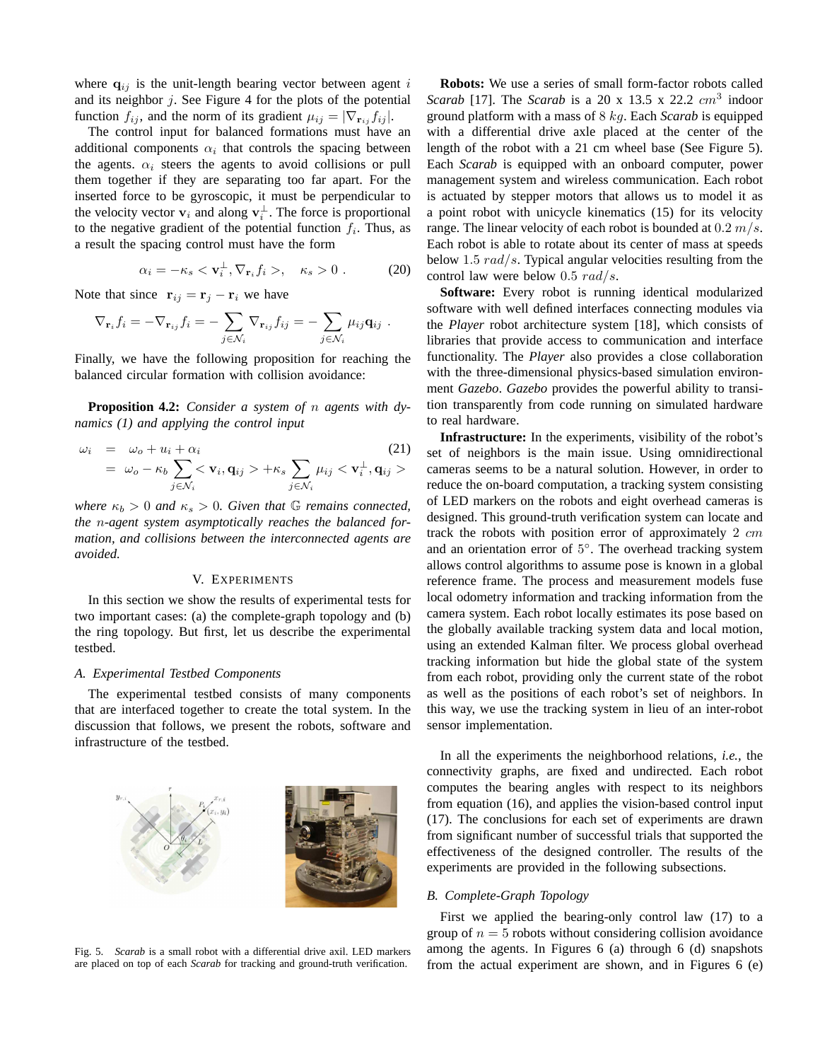where $\mathbf{q}_{ij}$ is the unit-length bearing vector between agent $i$ and its neighbor $j$. See Figure 4 for the plots of the potential function $f_{ij}$, and the norm of its gradient $\mu_{ij} = |\nabla_{\mathbf{r}_{ij}} f_{ij}|$.

The control input for balanced formations must have an additional components $\alpha_i$ that controls the spacing between the agents. $\alpha_i$ steers the agents to avoid collisions or pull them together if they are separating too far apart. For the inserted force to be gyroscopic, it must be perpendicular to the velocity vector $\mathbf{v}_i$ and along $\mathbf{v}_i^\perp$. The force is proportional to the negative gradient of the potential function $f_i$. Thus, as a result the spacing control must have the form

$$\alpha_i = -\kappa_s < \mathbf{v}_i^\perp, \nabla_{\mathbf{r}_i} f_i >, \quad \kappa_s > 0 \; . \tag{20}$$

Note that since $\mathbf{r}_{ij} = \mathbf{r}_j - \mathbf{r}_i$ we have

$$\nabla_{\mathbf{r}_i} f_i = -\nabla_{\mathbf{r}_{ij}} f_i = -\sum_{j \in \mathcal{N}_i} \nabla_{\mathbf{r}_{ij}} f_{ij} = -\sum_{j \in \mathcal{N}_i} \mu_{ij} \mathbf{q}_{ij} \; .$$

Finally, we have the following proposition for reaching the balanced circular formation with collision avoidance:

**Proposition 4.2:** *Consider a system of $n$ agents with dynamics (1) and applying the control input*

$$\begin{aligned} \omega_i &= \omega_o + u_i + \alpha_i \qquad (21) \\ &= \omega_o - \kappa_b \sum_{j \in \mathcal{N}_i} < \mathbf{v}_i, \mathbf{q}_{ij} > + \kappa_s \sum_{j \in \mathcal{N}_i} \mu_{ij} < \mathbf{v}_i^\perp, \mathbf{q}_{ij} > \end{aligned}$$

*where $\kappa_b > 0$ and $\kappa_s > 0$. Given that $\mathbb{G}$ remains connected, the $n$-agent system asymptotically reaches the balanced formation, and collisions between the interconnected agents are avoided.*

## V. Experiments

In this section we show the results of experimental tests for two important cases: (a) the complete-graph topology and (b) the ring topology. But first, let us describe the experimental testbed.

### A. Experimental Testbed Components

The experimental testbed consists of many components that are interfaced together to create the total system. In the discussion that follows, we present the robots, software and infrastructure of the testbed.

Fig. 5. *Scarab* is a small robot with a differential drive axil. LED markers are placed on top of each *Scarab* for tracking and ground-truth verification.

**Robots:** We use a series of small form-factor robots called *Scarab* [17]. The *Scarab* is a 20 x 13.5 x 22.2 $cm^3$ indoor ground platform with a mass of $8\ kg$. Each *Scarab* is equipped with a differential drive axle placed at the center of the length of the robot with a 21 cm wheel base (See Figure 5). Each *Scarab* is equipped with an onboard computer, power management system and wireless communication. Each robot is actuated by stepper motors that allows us to model it as a point robot with unicycle kinematics (15) for its velocity range. The linear velocity of each robot is bounded at $0.2\ m/s$. Each robot is able to rotate about its center of mass at speeds below $1.5\ rad/s$. Typical angular velocities resulting from the control law were below $0.5\ rad/s$.

**Software:** Every robot is running identical modularized software with well defined interfaces connecting modules via the *Player* robot architecture system [18], which consists of libraries that provide access to communication and interface functionality. The *Player* also provides a close collaboration with the three-dimensional physics-based simulation environment *Gazebo*. *Gazebo* provides the powerful ability to transition transparently from code running on simulated hardware to real hardware.

**Infrastructure:** In the experiments, visibility of the robot's set of neighbors is the main issue. Using omnidirectional cameras seems to be a natural solution. However, in order to reduce the on-board computation, a tracking system consisting of LED markers on the robots and eight overhead cameras is designed. This ground-truth verification system can locate and track the robots with position error of approximately $2\ cm$ and an orientation error of $5°$. The overhead tracking system allows control algorithms to assume pose is known in a global reference frame. The process and measurement models fuse local odometry information and tracking information from the camera system. Each robot locally estimates its pose based on the globally available tracking system data and local motion, using an extended Kalman filter. We process global overhead tracking information but hide the global state of the system from each robot, providing only the current state of the robot as well as the positions of each robot's set of neighbors. In this way, we use the tracking system in lieu of an inter-robot sensor implementation.

In all the experiments the neighborhood relations, *i.e.*, the connectivity graphs, are fixed and undirected. Each robot computes the bearing angles with respect to its neighbors from equation (16), and applies the vision-based control input (17). The conclusions for each set of experiments are drawn from significant number of successful trials that supported the effectiveness of the designed controller. The results of the experiments are provided in the following subsections.

### B. Complete-Graph Topology

First we applied the bearing-only control law (17) to a group of $n = 5$ robots without considering collision avoidance among the agents. In Figures 6 (a) through 6 (d) snapshots from the actual experiment are shown, and in Figures 6 (e)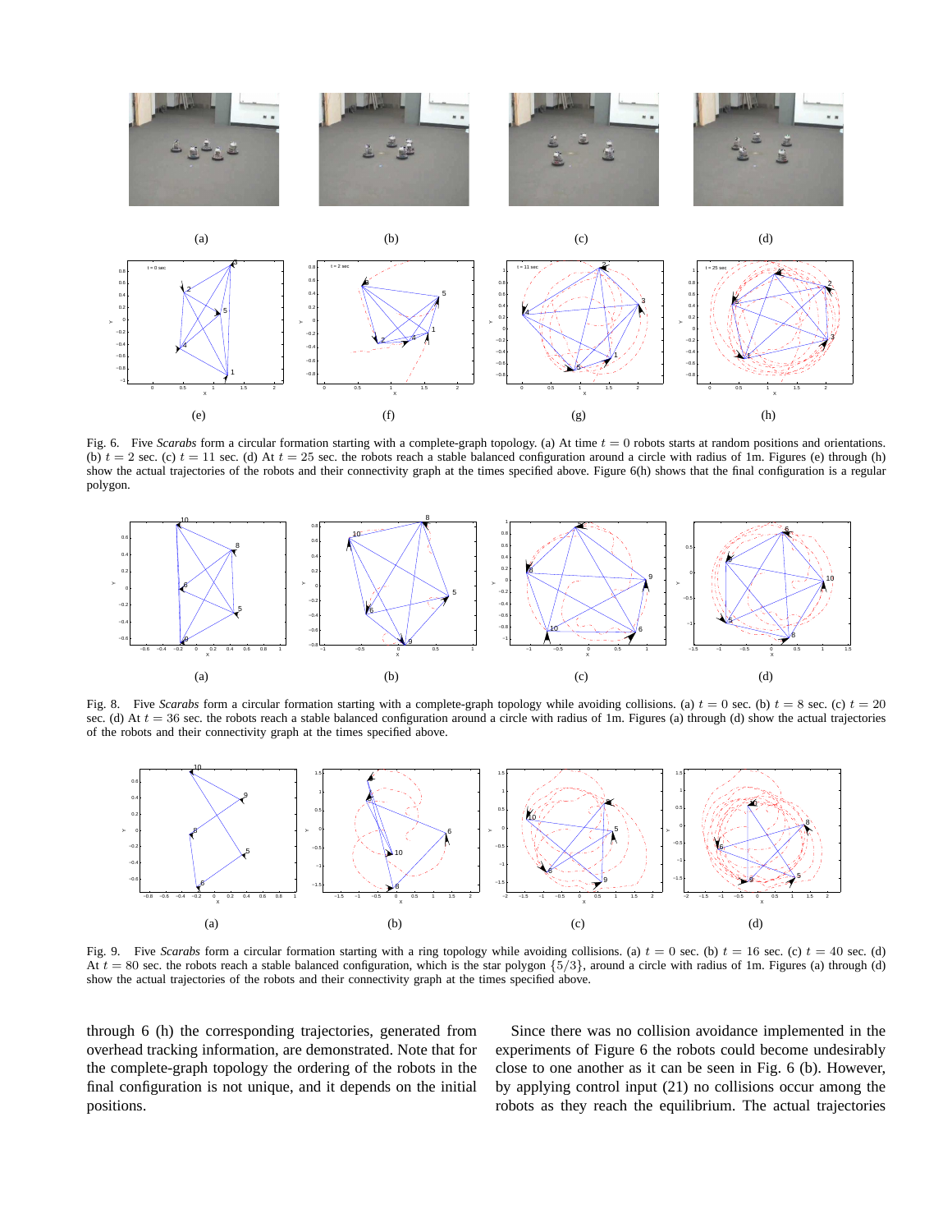(a) (b) (c) (d)

(e) (f) (g) (h)

Fig. 6. Five *Scarabs* form a circular formation starting with a complete-graph topology. (a) At time $t = 0$ robots starts at random positions and orientations. (b) $t = 2$ sec. (c) $t = 11$ sec. (d) At $t = 25$ sec. the robots reach a stable balanced configuration around a circle with radius of 1m. Figures (e) through (h) show the actual trajectories of the robots and their connectivity graph at the times specified above. Figure 6(h) shows that the final configuration is a regular polygon.

(a) (b) (c) (d)

Fig. 8. Five *Scarabs* form a circular formation starting with a complete-graph topology while avoiding collisions. (a) $t = 0$ sec. (b) $t = 8$ sec. (c) $t = 20$ sec. (d) At $t = 36$ sec. the robots reach a stable balanced configuration around a circle with radius of 1m. Figures (a) through (d) show the actual trajectories of the robots and their connectivity graph at the times specified above.

(a) (b) (c) (d)

Fig. 9. Five *Scarabs* form a circular formation starting with a ring topology while avoiding collisions. (a) $t = 0$ sec. (b) $t = 16$ sec. (c) $t = 40$ sec. (d) At $t = 80$ sec. the robots reach a stable balanced configuration, which is the star polygon $\{5/3\}$, around a circle with radius of 1m. Figures (a) through (d) show the actual trajectories of the robots and their connectivity graph at the times specified above.

through 6 (h) the corresponding trajectories, generated from overhead tracking information, are demonstrated. Note that for the complete-graph topology the ordering of the robots in the final configuration is not unique, and it depends on the initial positions.

Since there was no collision avoidance implemented in the experiments of Figure 6 the robots could become undesirably close to one another as it can be seen in Fig. 6 (b). However, by applying control input (21) no collisions occur among the robots as they reach the equilibrium. The actual trajectories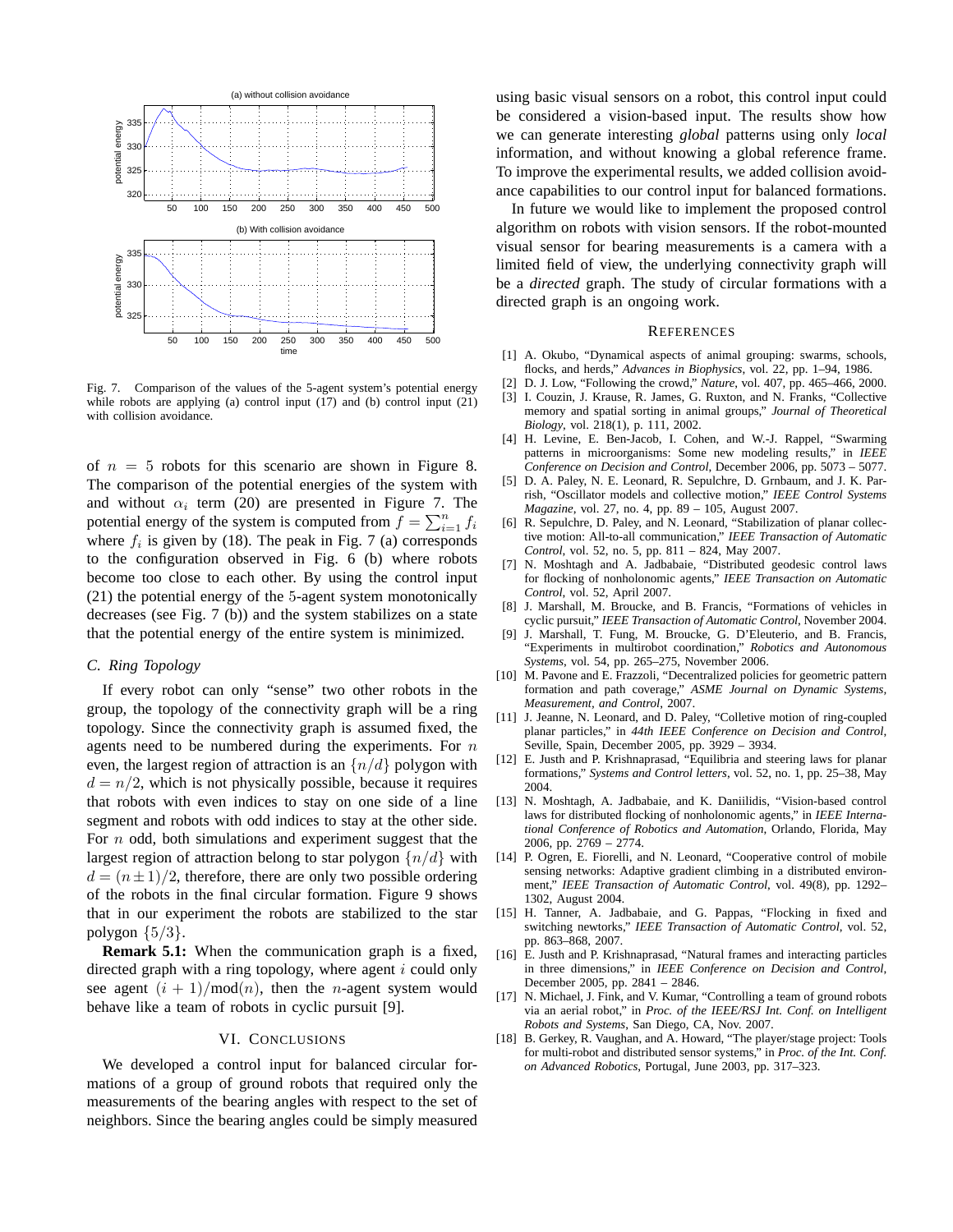(a) without collision avoidance

potential energy

335
330
325
320

50 100 150 200 250 300 350 400 450 500

(b) With collision avoidance

potential energy

335
330
325

50 100 150 200 250 300 350 400 450 500

time

Fig. 7. Comparison of the values of the 5-agent system's potential energy while robots are applying (a) control input (17) and (b) control input (21) with collision avoidance.

of $n = 5$ robots for this scenario are shown in Figure 8. The comparison of the potential energies of the system with and without $\alpha_i$ term (20) are presented in Figure 7. The potential energy of the system is computed from $f = \sum_{i=1}^{n} f_i$ where $f_i$ is given by (18). The peak in Fig. 7 (a) corresponds to the configuration observed in Fig. 6 (b) where robots become too close to each other. By using the control input (21) the potential energy of the 5-agent system monotonically decreases (see Fig. 7 (b)) and the system stabilizes on a state that the potential energy of the entire system is minimized.

### C. Ring Topology

If every robot can only "sense" two other robots in the group, the topology of the connectivity graph will be a ring topology. Since the connectivity graph is assumed fixed, the agents need to be numbered during the experiments. For $n$ even, the largest region of attraction is an $\{n/d\}$ polygon with $d = n/2$, which is not physically possible, because it requires that robots with even indices to stay on one side of a line segment and robots with odd indices to stay at the other side. For $n$ odd, both simulations and experiment suggest that the largest region of attraction belong to star polygon $\{n/d\}$ with $d = (n \pm 1)/2$, therefore, there are only two possible ordering of the robots in the final circular formation. Figure 9 shows that in our experiment the robots are stabilized to the star polygon $\{5/3\}$.

**Remark 5.1:** When the communication graph is a fixed, directed graph with a ring topology, where agent $i$ could only see agent $(i+1)/\text{mod}(n)$, then the $n$-agent system would behave like a team of robots in cyclic pursuit [9].

## VI. Conclusions

We developed a control input for balanced circular formations of a group of ground robots that required only the measurements of the bearing angles with respect to the set of neighbors. Since the bearing angles could be simply measured using basic visual sensors on a robot, this control input could be considered a vision-based input. The results show how we can generate interesting *global* patterns using only *local* information, and without knowing a global reference frame. To improve the experimental results, we added collision avoidance capabilities to our control input for balanced formations.

In future we would like to implement the proposed control algorithm on robots with vision sensors. If the robot-mounted visual sensor for bearing measurements is a camera with a limited field of view, the underlying connectivity graph will be a *directed* graph. The study of circular formations with a directed graph is an ongoing work.

## References

[1] A. Okubo, "Dynamical aspects of animal grouping: swarms, schools, flocks, and herds," *Advances in Biophysics*, vol. 22, pp. 1–94, 1986.

[2] D. J. Low, "Following the crowd," *Nature*, vol. 407, pp. 465–466, 2000.

[3] I. Couzin, J. Krause, R. James, G. Ruxton, and N. Franks, "Collective memory and spatial sorting in animal groups," *Journal of Theoretical Biology*, vol. 218(1), p. 111, 2002.

[4] H. Levine, E. Ben-Jacob, I. Cohen, and W.-J. Rappel, "Swarming patterns in microorganisms: Some new modeling results," in *IEEE Conference on Decision and Control*, December 2006, pp. 5073 – 5077.

[5] D. A. Paley, N. E. Leonard, R. Sepulchre, D. Grnbaum, and J. K. Parrish, "Oscillator models and collective motion," *IEEE Control Systems Magazine*, vol. 27, no. 4, pp. 89 – 105, August 2007.

[6] R. Sepulchre, D. Paley, and N. Leonard, "Stabilization of planar collective motion: All-to-all communication," *IEEE Transaction of Automatic Control*, vol. 52, no. 5, pp. 811 – 824, May 2007.

[7] N. Moshtagh and A. Jadbabaie, "Distributed geodesic control laws for flocking of nonholonomic agents," *IEEE Transaction on Automatic Control*, vol. 52, April 2007.

[8] J. Marshall, M. Broucke, and B. Francis, "Formations of vehicles in cyclic pursuit," *IEEE Transaction of Automatic Control*, November 2004.

[9] J. Marshall, T. Fung, M. Broucke, G. D'Eleuterio, and B. Francis, "Experiments in multirobot coordination," *Robotics and Autonomous Systems*, vol. 54, pp. 265–275, November 2006.

[10] M. Pavone and E. Frazzoli, "Decentralized policies for geometric pattern formation and path coverage," *ASME Journal on Dynamic Systems, Measurement, and Control*, 2007.

[11] J. Jeanne, N. Leonard, and D. Paley, "Colletive motion of ring-coupled planar particles," in *44th IEEE Conference on Decision and Control*, Seville, Spain, December 2005, pp. 3929 – 3934.

[12] E. Justh and P. Krishnaprasad, "Equilibria and steering laws for planar formations," *Systems and Control letters*, vol. 52, no. 1, pp. 25–38, May 2004.

[13] N. Moshtagh, A. Jadbabaie, and K. Daniilidis, "Vision-based control laws for distributed flocking of nonholonomic agents," in *IEEE International Conference of Robotics and Automation*, Orlando, Florida, May 2006, pp. 2769 – 2774.

[14] P. Ogren, E. Fiorelli, and N. Leonard, "Cooperative control of mobile sensing networks: Adaptive gradient climbing in a distributed environment," *IEEE Transaction of Automatic Control*, vol. 49(8), pp. 1292–1302, August 2004.

[15] H. Tanner, A. Jadbabaie, and G. Pappas, "Flocking in fixed and switching newtorks," *IEEE Transaction of Automatic Control*, vol. 52, pp. 863–868, 2007.

[16] E. Justh and P. Krishnaprasad, "Natural frames and interacting particles in three dimensions," in *IEEE Conference on Decision and Control*, December 2005, pp. 2841 – 2846.

[17] N. Michael, J. Fink, and V. Kumar, "Controlling a team of ground robots via an aerial robot," in *Proc. of the IEEE/RSJ Int. Conf. on Intelligent Robots and Systems*, San Diego, CA, Nov. 2007.

[18] B. Gerkey, R. Vaughan, and A. Howard, "The player/stage project: Tools for multi-robot and distributed sensor systems," in *Proc. of the Int. Conf. on Advanced Robotics*, Portugal, June 2003, pp. 317–323.